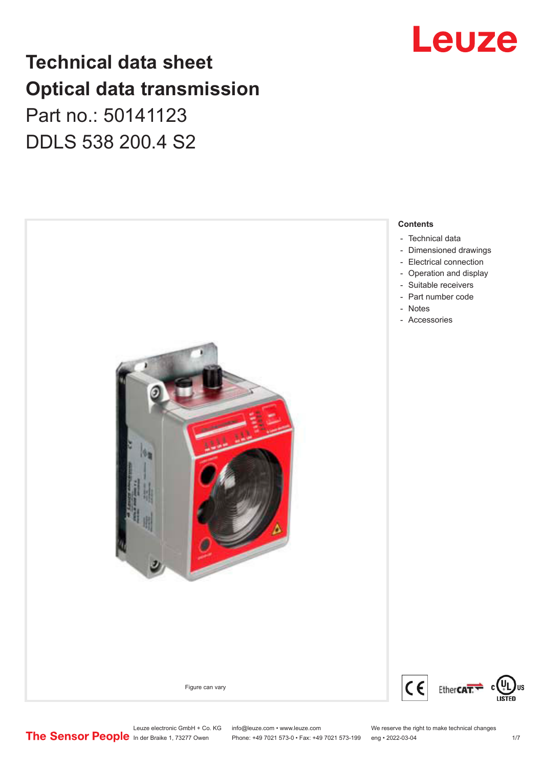# Technical data sheet
# Optical data transmission

Part no.: 50141123

DDLS 538 200.4 S2

Figure can vary

**Contents**

- Technical data
- Dimensioned drawings
- Electrical connection
- Operation and display
- Suitable receivers
- Part number code
- Notes
- Accessories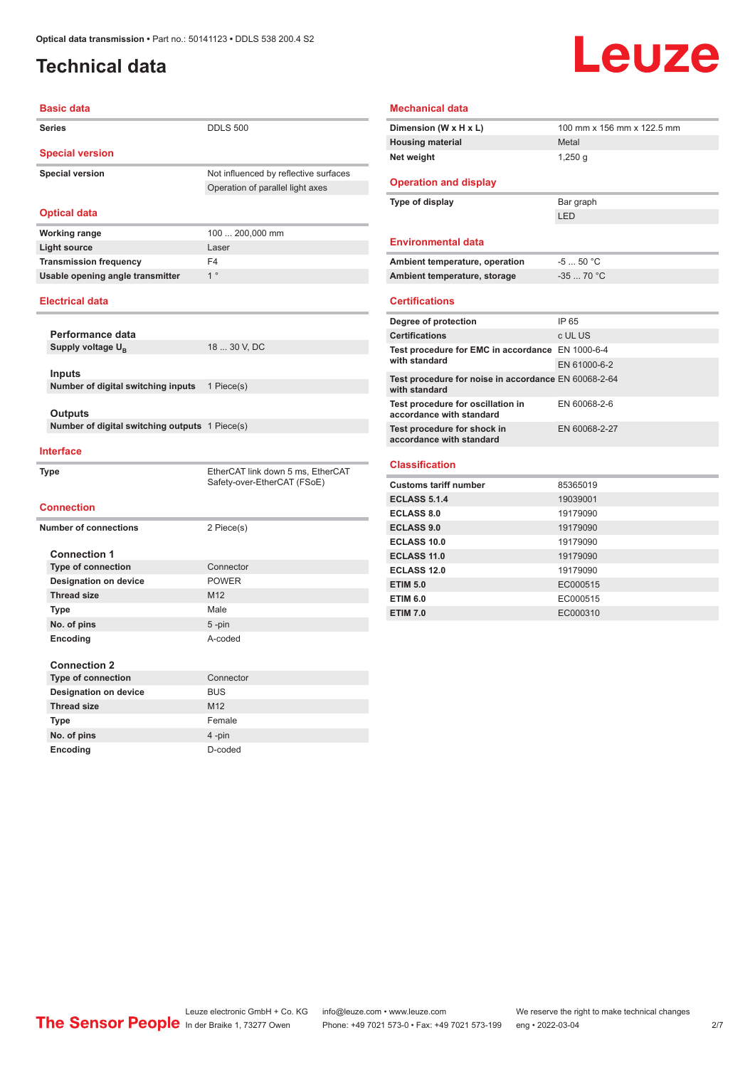# Technical data

## Basic data

| | |
|---|---|
| **Series** | DDLS 500 |

## Special version

| | |
|---|---|
| **Special version** | Not influenced by reflective surfaces |
| | Operation of parallel light axes |

## Optical data

| | |
|---|---|
| **Working range** | 100 ... 200,000 mm |
| **Light source** | Laser |
| **Transmission frequency** | F4 |
| **Usable opening angle transmitter** | 1 ° |

## Electrical data

### Performance data

| | |
|---|---|
| **Supply voltage $U_B$** | 18 ... 30 V, DC |

### Inputs

| | |
|---|---|
| **Number of digital switching inputs** | 1 Piece(s) |

### Outputs

| | |
|---|---|
| **Number of digital switching outputs** | 1 Piece(s) |

## Interface

| | |
|---|---|
| **Type** | EtherCAT link down 5 ms, EtherCAT Safety-over-EtherCAT (FSoE) |

## Connection

| | |
|---|---|
| **Number of connections** | 2 Piece(s) |

### Connection 1

| | |
|---|---|
| **Type of connection** | Connector |
| **Designation on device** | POWER |
| **Thread size** | M12 |
| **Type** | Male |
| **No. of pins** | 5 -pin |
| **Encoding** | A-coded |

### Connection 2

| | |
|---|---|
| **Type of connection** | Connector |
| **Designation on device** | BUS |
| **Thread size** | M12 |
| **Type** | Female |
| **No. of pins** | 4 -pin |
| **Encoding** | D-coded |

## Mechanical data

| | |
|---|---|
| **Dimension (W x H x L)** | 100 mm x 156 mm x 122.5 mm |
| **Housing material** | Metal |
| **Net weight** | 1,250 g |

## Operation and display

| | |
|---|---|
| **Type of display** | Bar graph |
| | LED |

## Environmental data

| | |
|---|---|
| **Ambient temperature, operation** | -5 ... 50 °C |
| **Ambient temperature, storage** | -35 ... 70 °C |

## Certifications

| | |
|---|---|
| **Degree of protection** | IP 65 |
| **Certifications** | c UL US |
| **Test procedure for EMC in accordance with standard** | EN 1000-6-4 |
| | EN 61000-6-2 |
| **Test procedure for noise in accordance with standard** | EN 60068-2-64 |
| **Test procedure for oscillation in accordance with standard** | EN 60068-2-6 |
| **Test procedure for shock in accordance with standard** | EN 60068-2-27 |

## Classification

| | |
|---|---|
| **Customs tariff number** | 85365019 |
| **ECLASS 5.1.4** | 19039001 |
| **ECLASS 8.0** | 19179090 |
| **ECLASS 9.0** | 19179090 |
| **ECLASS 10.0** | 19179090 |
| **ECLASS 11.0** | 19179090 |
| **ECLASS 12.0** | 19179090 |
| **ETIM 5.0** | EC000515 |
| **ETIM 6.0** | EC000515 |
| **ETIM 7.0** | EC000310 |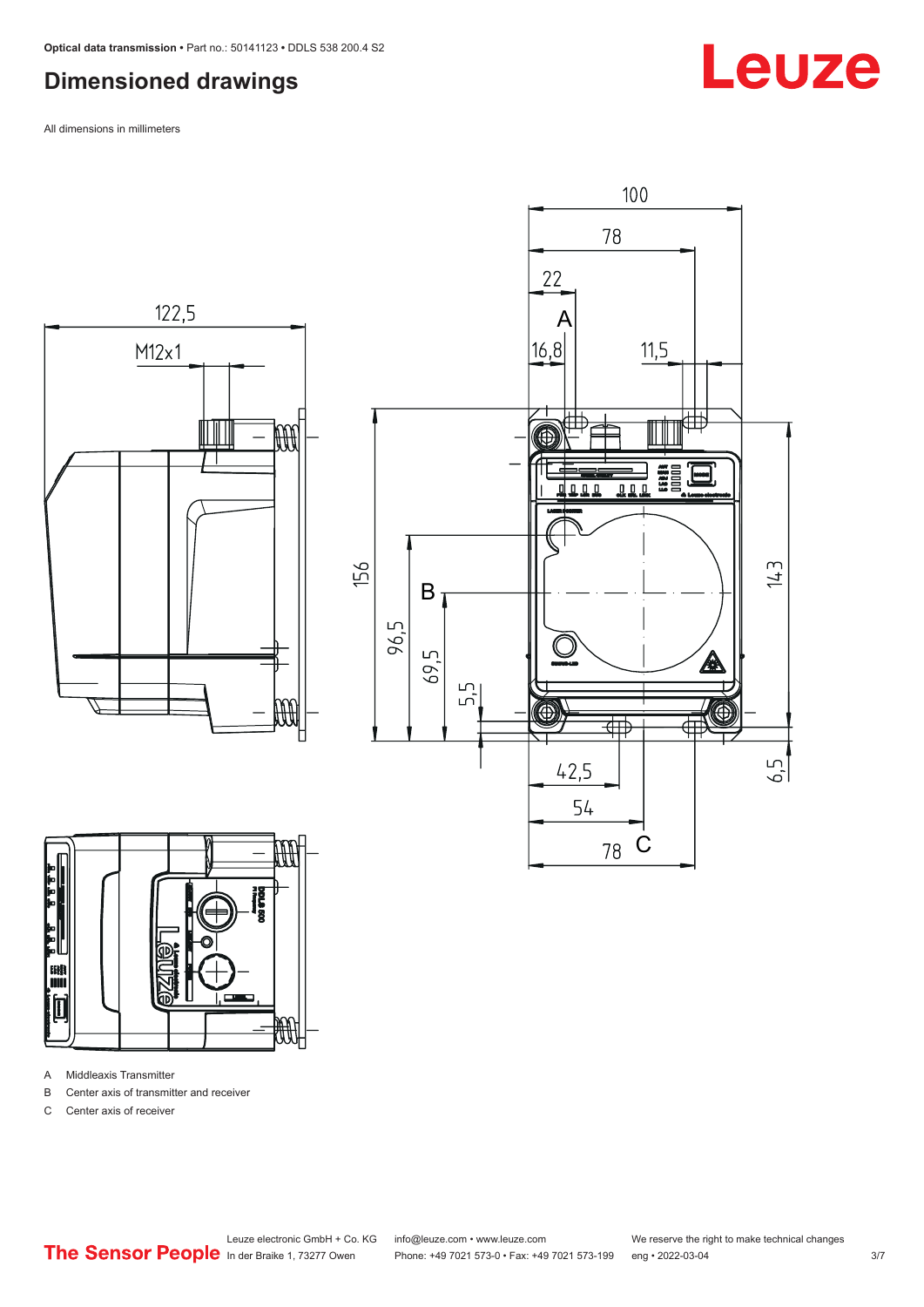# Dimensioned drawings

All dimensions in millimeters

A Middleaxis Transmitter

B Center axis of transmitter and receiver

C Center axis of receiver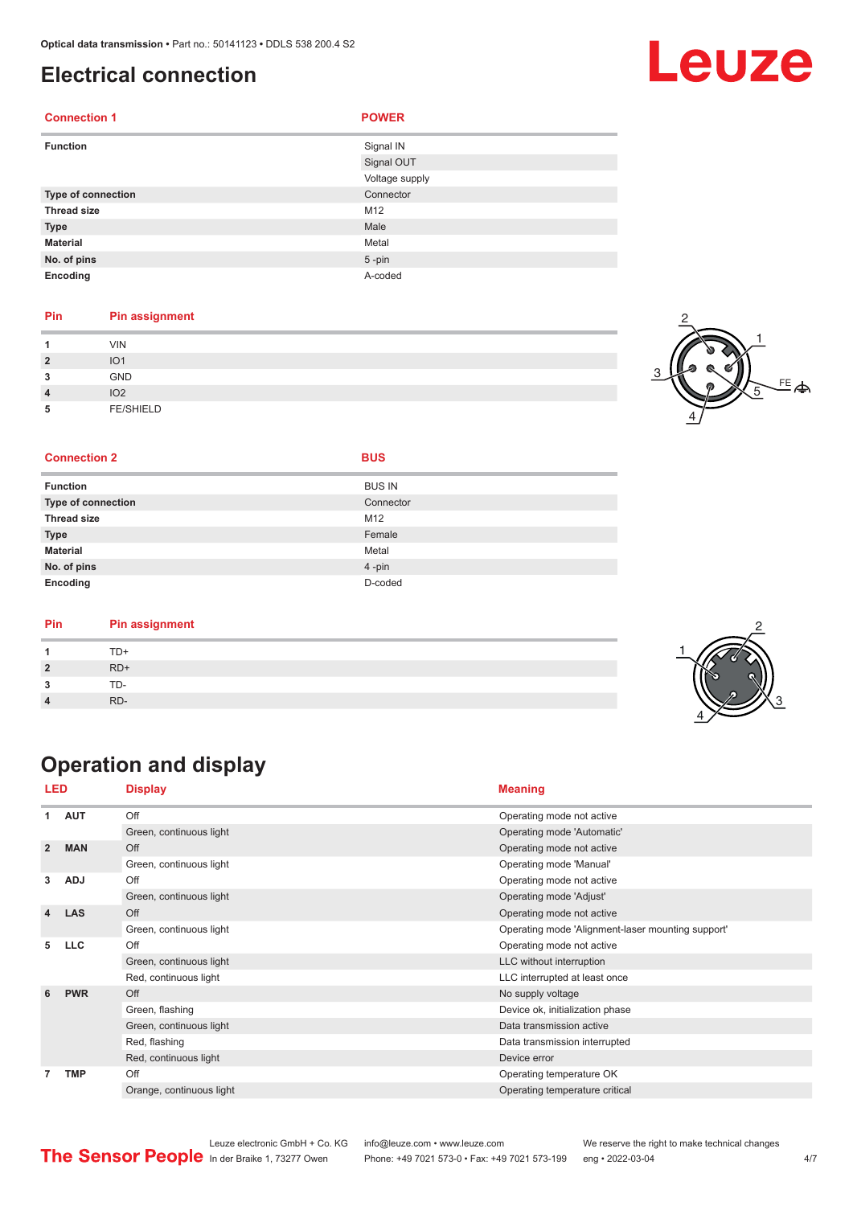# Electrical connection

| Connection 1 | POWER |
|---|---|
| **Function** | Signal IN |
| | Signal OUT |
| | Voltage supply |
| **Type of connection** | Connector |
| **Thread size** | M12 |
| **Type** | Male |
| **Material** | Metal |
| **No. of pins** | 5 -pin |
| **Encoding** | A-coded |

| Pin | Pin assignment |
|---|---|
| 1 | VIN |
| 2 | IO1 |
| 3 | GND |
| 4 | IO2 |
| 5 | FE/SHIELD |

| Connection 2 | BUS |
|---|---|
| **Function** | BUS IN |
| **Type of connection** | Connector |
| **Thread size** | M12 |
| **Type** | Female |
| **Material** | Metal |
| **No. of pins** | 4 -pin |
| **Encoding** | D-coded |

| Pin | Pin assignment |
|---|---|
| 1 | TD+ |
| 2 | RD+ |
| 3 | TD- |
| 4 | RD- |

# Operation and display

| LED | | Display | Meaning |
|---|---|---|---|
| 1 | AUT | Off | Operating mode not active |
| | | Green, continuous light | Operating mode 'Automatic' |
| 2 | MAN | Off | Operating mode not active |
| | | Green, continuous light | Operating mode 'Manual' |
| 3 | ADJ | Off | Operating mode not active |
| | | Green, continuous light | Operating mode 'Adjust' |
| 4 | LAS | Off | Operating mode not active |
| | | Green, continuous light | Operating mode 'Alignment-laser mounting support' |
| 5 | LLC | Off | Operating mode not active |
| | | Green, continuous light | LLC without interruption |
| | | Red, continuous light | LLC interrupted at least once |
| 6 | PWR | Off | No supply voltage |
| | | Green, flashing | Device ok, initialization phase |
| | | Green, continuous light | Data transmission active |
| | | Red, flashing | Data transmission interrupted |
| | | Red, continuous light | Device error |
| 7 | TMP | Off | Operating temperature OK |
| | | Orange, continuous light | Operating temperature critical |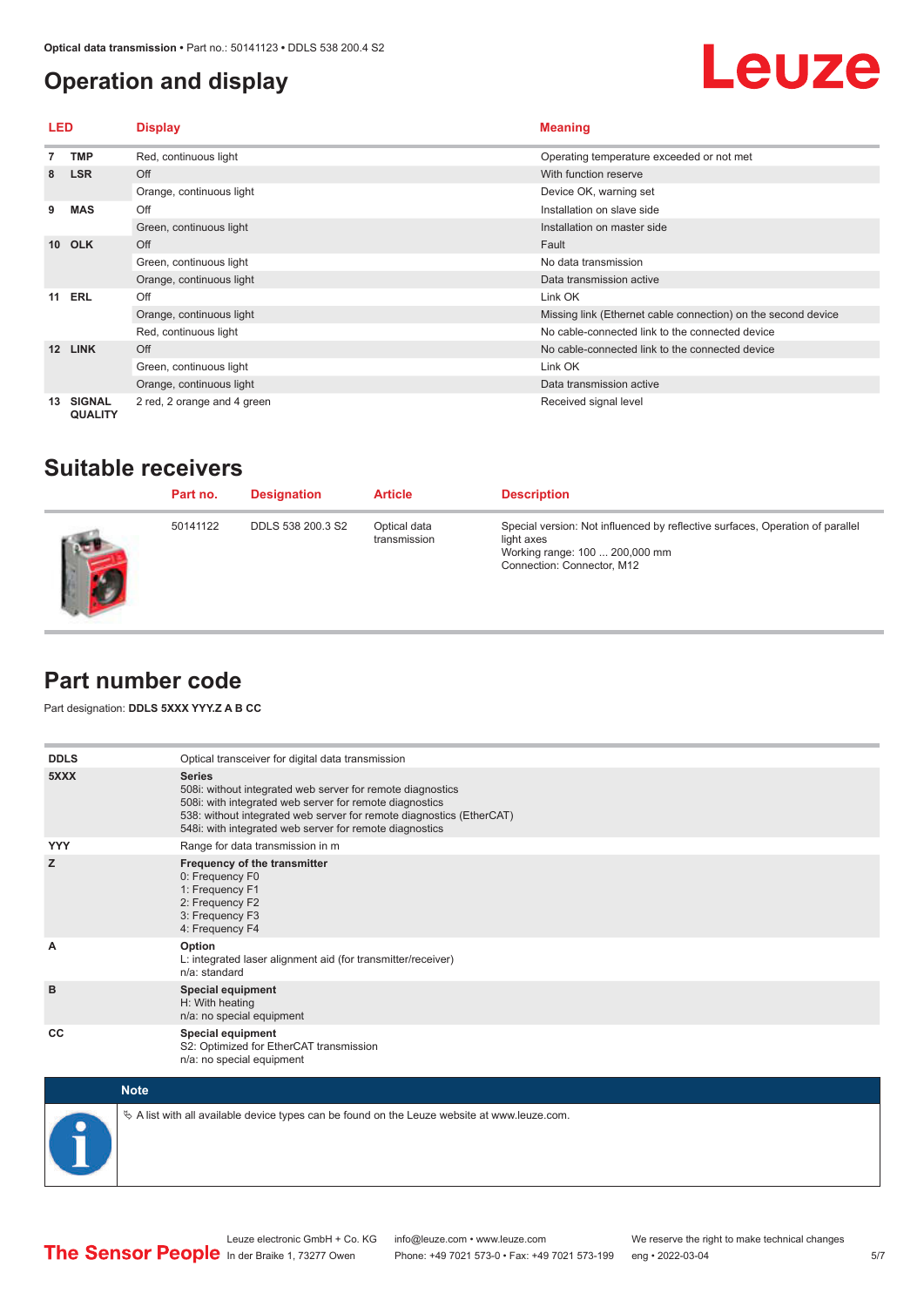## Operation and display

| LED | | Display | Meaning |
|---|---|---|---|
| 7 | TMP | Red, continuous light | Operating temperature exceeded or not met |
| 8 | LSR | Off | With function reserve |
| | | Orange, continuous light | Device OK, warning set |
| 9 | MAS | Off | Installation on slave side |
| | | Green, continuous light | Installation on master side |
| 10 | OLK | Off | Fault |
| | | Green, continuous light | No data transmission |
| | | Orange, continuous light | Data transmission active |
| 11 | ERL | Off | Link OK |
| | | Orange, continuous light | Missing link (Ethernet cable connection) on the second device |
| | | Red, continuous light | No cable-connected link to the connected device |
| 12 | LINK | Off | No cable-connected link to the connected device |
| | | Green, continuous light | Link OK |
| | | Orange, continuous light | Data transmission active |
| 13 | SIGNAL QUALITY | 2 red, 2 orange and 4 green | Received signal level |

## Suitable receivers

| Part no. | Designation | Article | Description |
|---|---|---|---|
| 50141122 | DDLS 538 200.3 S2 | Optical data transmission | Special version: Not influenced by reflective surfaces, Operation of parallel light axes<br>Working range: 100 ... 200,000 mm<br>Connection: Connector, M12 |

## Part number code

Part designation: **DDLS 5XXX YYY.Z A B CC**

| | |
|---|---|
| **DDLS** | Optical transceiver for digital data transmission |
| **5XXX** | **Series**<br>508i: without integrated web server for remote diagnostics<br>508i: with integrated web server for remote diagnostics<br>538: without integrated web server for remote diagnostics (EtherCAT)<br>548i: with integrated web server for remote diagnostics |
| **YYY** | Range for data transmission in m |
| **Z** | **Frequency of the transmitter**<br>0: Frequency F0<br>1: Frequency F1<br>2: Frequency F2<br>3: Frequency F3<br>4: Frequency F4 |
| **A** | **Option**<br>L: integrated laser alignment aid (for transmitter/receiver)<br>n/a: standard |
| **B** | **Special equipment**<br>H: With heating<br>n/a: no special equipment |
| **CC** | **Special equipment**<br>S2: Optimized for EtherCAT transmission<br>n/a: no special equipment |

**Note**

↻ A list with all available device types can be found on the Leuze website at www.leuze.com.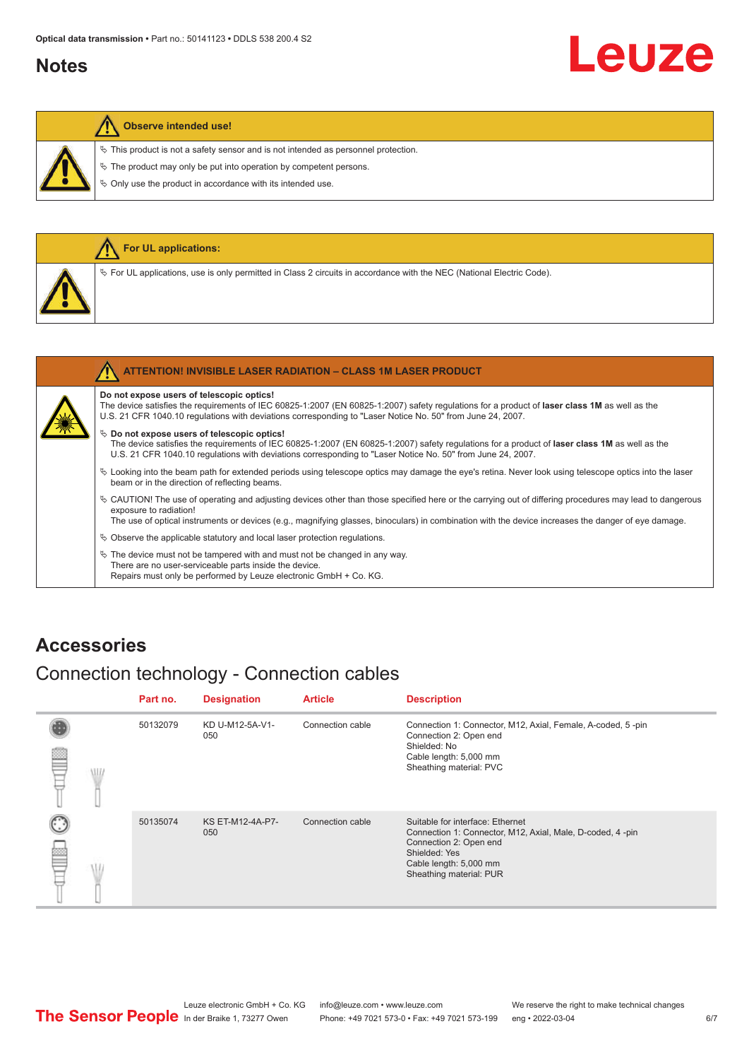## Notes

**Observe intended use!**

- ✎ This product is not a safety sensor and is not intended as personnel protection.
- ✎ The product may only be put into operation by competent persons.
- ✎ Only use the product in accordance with its intended use.

**For UL applications:**

- ✎ For UL applications, use is only permitted in Class 2 circuits in accordance with the NEC (National Electric Code).

**ATTENTION! INVISIBLE LASER RADIATION – CLASS 1M LASER PRODUCT**

**Do not expose users of telescopic optics!**
The device satisfies the requirements of IEC 60825-1:2007 (EN 60825-1:2007) safety regulations for a product of **laser class 1M** as well as the U.S. 21 CFR 1040.10 regulations with deviations corresponding to "Laser Notice No. 50" from June 24, 2007.

- ✎ **Do not expose users of telescopic optics!**
  The device satisfies the requirements of IEC 60825-1:2007 (EN 60825-1:2007) safety regulations for a product of **laser class 1M** as well as the U.S. 21 CFR 1040.10 regulations with deviations corresponding to "Laser Notice No. 50" from June 24, 2007.
- ✎ Looking into the beam path for extended periods using telescope optics may damage the eye's retina. Never look using telescope optics into the laser beam or in the direction of reflecting beams.
- ✎ CAUTION! The use of operating and adjusting devices other than those specified here or the carrying out of differing procedures may lead to dangerous exposure to radiation!
  The use of optical instruments or devices (e.g., magnifying glasses, binoculars) in combination with the device increases the danger of eye damage.
- ✎ Observe the applicable statutory and local laser protection regulations.
- ✎ The device must not be tampered with and must not be changed in any way.
  There are no user-serviceable parts inside the device.
  Repairs must only be performed by Leuze electronic GmbH + Co. KG.

## Accessories

### Connection technology - Connection cables

| Part no. | Designation | Article | Description |
|---|---|---|---|
| 50132079 | KD U-M12-5A-V1-050 | Connection cable | Connection 1: Connector, M12, Axial, Female, A-coded, 5 -pin<br>Connection 2: Open end<br>Shielded: No<br>Cable length: 5,000 mm<br>Sheathing material: PVC |
| 50135074 | KS ET-M12-4A-P7-050 | Connection cable | Suitable for interface: Ethernet<br>Connection 1: Connector, M12, Axial, Male, D-coded, 4 -pin<br>Connection 2: Open end<br>Shielded: Yes<br>Cable length: 5,000 mm<br>Sheathing material: PUR |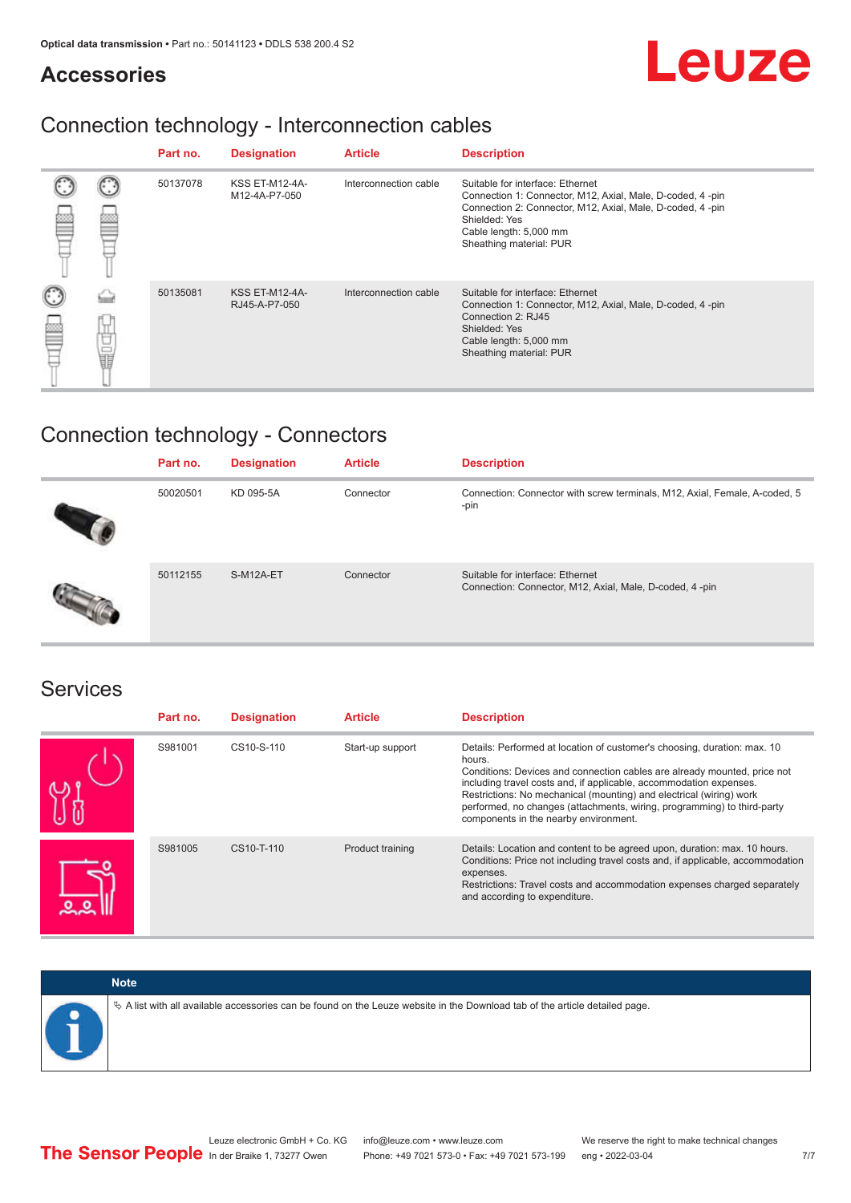# Accessories

## Connection technology - Interconnection cables

| | Part no. | Designation | Article | Description |
|---|---|---|---|---|
| | 50137078 | KSS ET-M12-4A-M12-4A-P7-050 | Interconnection cable | Suitable for interface: Ethernet<br>Connection 1: Connector, M12, Axial, Male, D-coded, 4 -pin<br>Connection 2: Connector, M12, Axial, Male, D-coded, 4 -pin<br>Shielded: Yes<br>Cable length: 5,000 mm<br>Sheathing material: PUR |
| | 50135081 | KSS ET-M12-4A-RJ45-A-P7-050 | Interconnection cable | Suitable for interface: Ethernet<br>Connection 1: Connector, M12, Axial, Male, D-coded, 4 -pin<br>Connection 2: RJ45<br>Shielded: Yes<br>Cable length: 5,000 mm<br>Sheathing material: PUR |

## Connection technology - Connectors

| | Part no. | Designation | Article | Description |
|---|---|---|---|---|
| | 50020501 | KD 095-5A | Connector | Connection: Connector with screw terminals, M12, Axial, Female, A-coded, 5 -pin |
| | 50112155 | S-M12A-ET | Connector | Suitable for interface: Ethernet<br>Connection: Connector, M12, Axial, Male, D-coded, 4 -pin |

## Services

| | Part no. | Designation | Article | Description |
|---|---|---|---|---|
| | S981001 | CS10-S-110 | Start-up support | Details: Performed at location of customer's choosing, duration: max. 10 hours.<br>Conditions: Devices and connection cables are already mounted, price not including travel costs and, if applicable, accommodation expenses.<br>Restrictions: No mechanical (mounting) and electrical (wiring) work performed, no changes (attachments, wiring, programming) to third-party components in the nearby environment. |
| | S981005 | CS10-T-110 | Product training | Details: Location and content to be agreed upon, duration: max. 10 hours.<br>Conditions: Price not including travel costs and, if applicable, accommodation expenses.<br>Restrictions: Travel costs and accommodation expenses charged separately and according to expenditure. |

**Note**

↳ A list with all available accessories can be found on the Leuze website in the Download tab of the article detailed page.